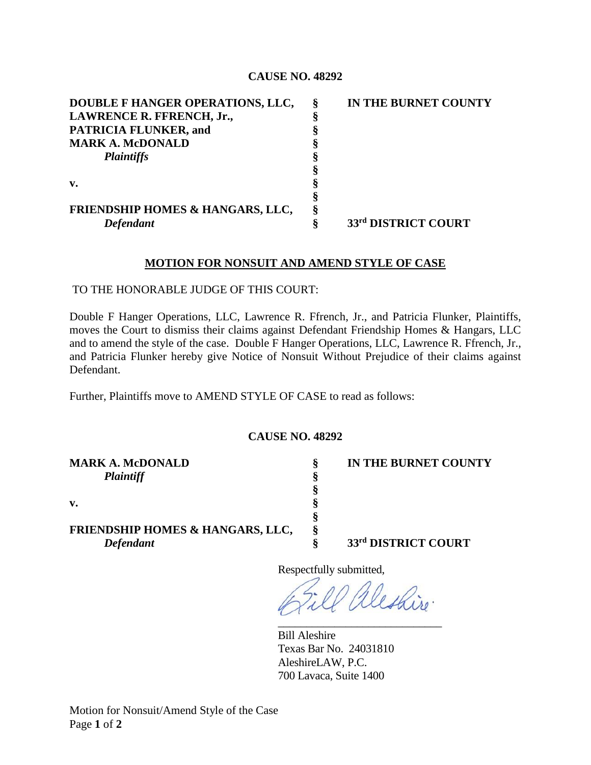**CAUSE NO. 48292**

| | | |
|---|---|---|
| **DOUBLE F HANGER OPERATIONS, LLC,** | **§** | **IN THE BURNET COUNTY** |
| **LAWRENCE R. FFRENCH, Jr.,** | **§** | |
| **PATRICIA FLUNKER, and** | **§** | |
| **MARK A. McDONALD** | **§** | |
| ***Plaintiffs*** | **§** | |
| | **§** | |
| **v.** | **§** | |
| | **§** | |
| **FRIENDSHIP HOMES & HANGARS, LLC,** | **§** | |
| ***Defendant*** | **§** | **33rd DISTRICT COURT** |

## MOTION FOR NONSUIT AND AMEND STYLE OF CASE

TO THE HONORABLE JUDGE OF THIS COURT:

Double F Hanger Operations, LLC, Lawrence R. Ffrench, Jr., and Patricia Flunker, Plaintiffs, moves the Court to dismiss their claims against Defendant Friendship Homes & Hangars, LLC and to amend the style of the case. Double F Hanger Operations, LLC, Lawrence R. Ffrench, Jr., and Patricia Flunker hereby give Notice of Nonsuit Without Prejudice of their claims against Defendant.

Further, Plaintiffs move to AMEND STYLE OF CASE to read as follows:

**CAUSE NO. 48292**

| | | |
|---|---|---|
| **MARK A. McDONALD** | **§** | **IN THE BURNET COUNTY** |
| ***Plaintiff*** | **§** | |
| | **§** | |
| **v.** | **§** | |
| | **§** | |
| **FRIENDSHIP HOMES & HANGARS, LLC,** | **§** | |
| ***Defendant*** | **§** | **33rd DISTRICT COURT** |

Respectfully submitted,

Bill Aleshire

\_\_\_\_\_\_\_\_\_\_\_\_\_\_\_\_\_\_\_\_\_\_\_\_\_\_\_\_

Bill Aleshire
Texas Bar No. 24031810
AleshireLAW, P.C.
700 Lavaca, Suite 1400

Motion for Nonsuit/Amend Style of the Case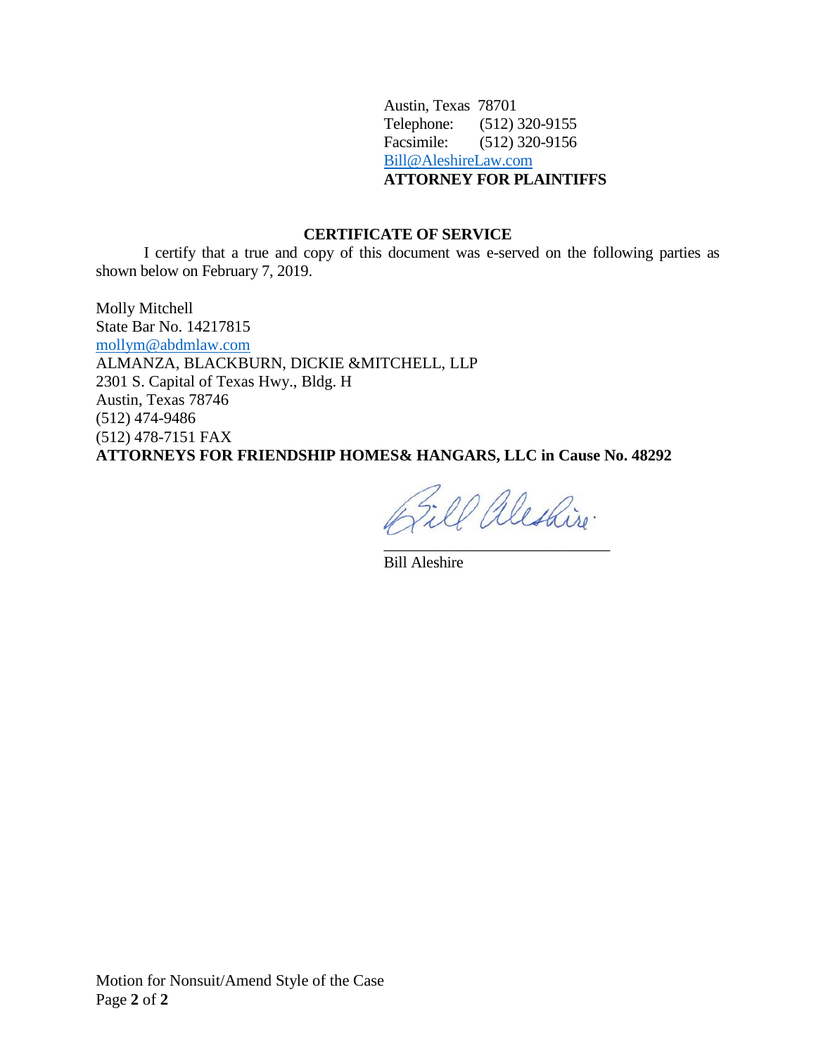Austin, Texas 78701
Telephone: (512) 320-9155
Facsimile: (512) 320-9156
Bill@AleshireLaw.com
**ATTORNEY FOR PLAINTIFFS**

**CERTIFICATE OF SERVICE**

I certify that a true and copy of this document was e-served on the following parties as shown below on February 7, 2019.

Molly Mitchell
State Bar No. 14217815
mollym@abdmlaw.com
ALMANZA, BLACKBURN, DICKIE &MITCHELL, LLP
2301 S. Capital of Texas Hwy., Bldg. H
Austin, Texas 78746
(512) 474-9486
(512) 478-7151 FAX
**ATTORNEYS FOR FRIENDSHIP HOMES& HANGARS, LLC in Cause No. 48292**

Bill Aleshire

Bill Aleshire

Motion for Nonsuit/Amend Style of the Case